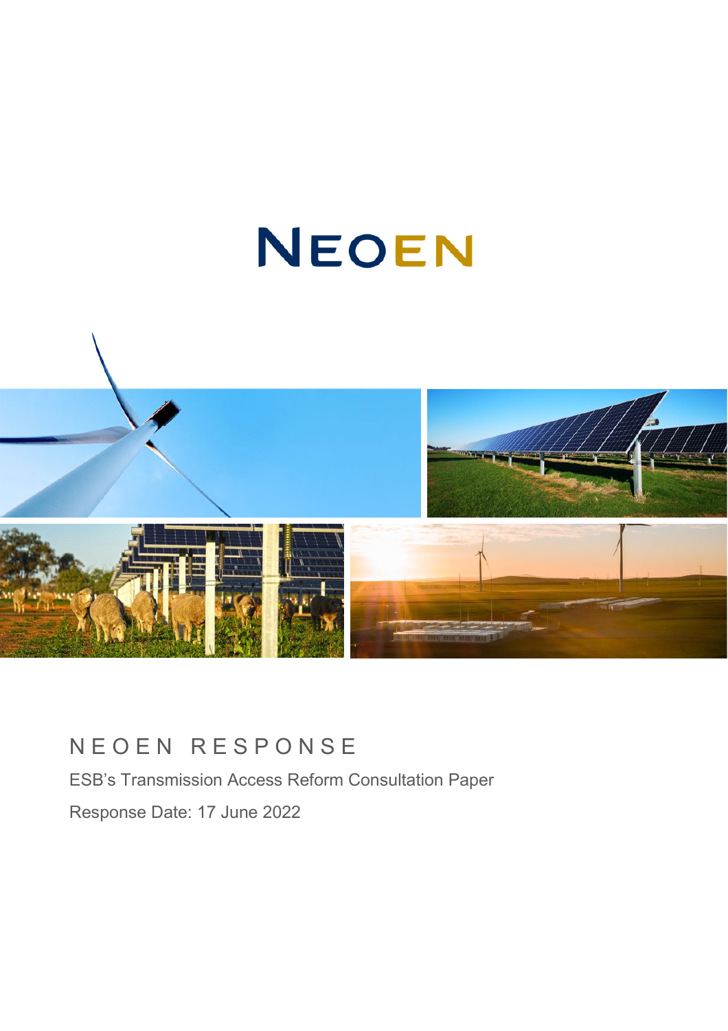# NEOEN

## NEOEN RESPONSE

ESB's Transmission Access Reform Consultation Paper

Response Date: 17 June 2022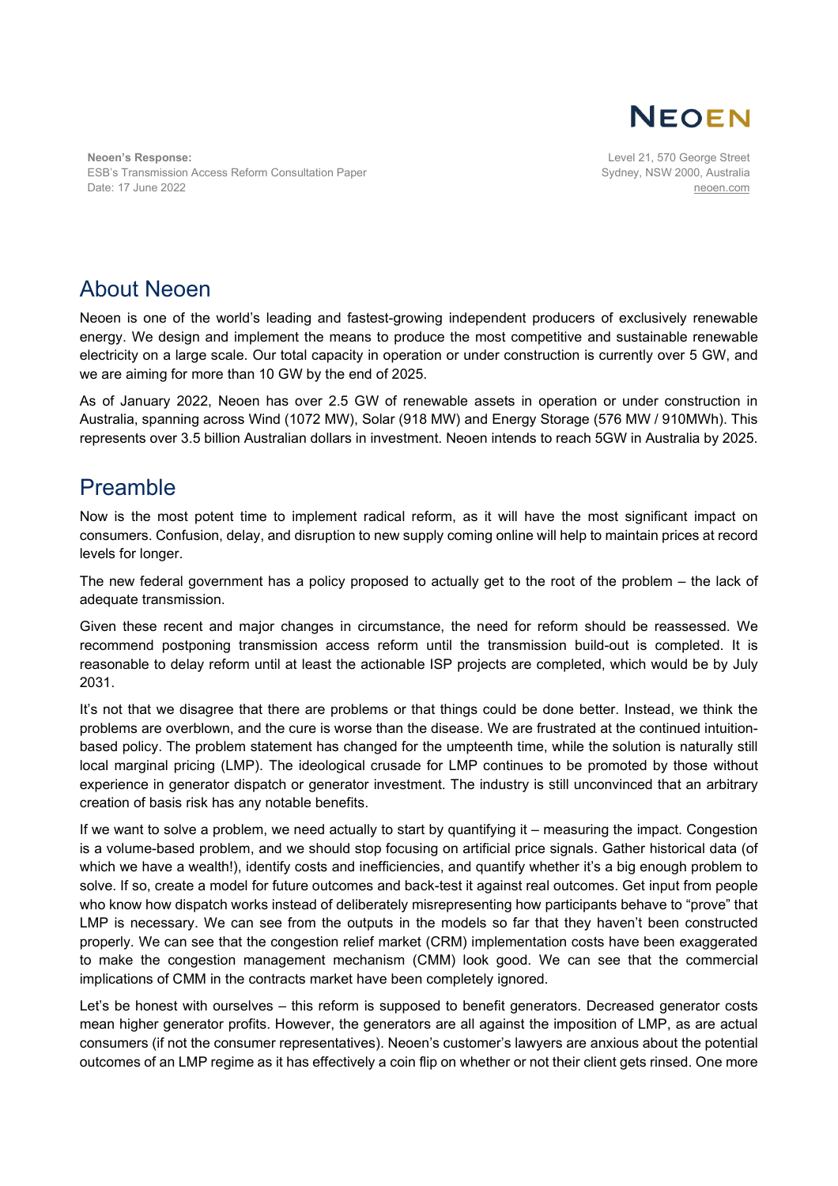Neoen's Response:
ESB's Transmission Access Reform Consultation Paper
Date: 17 June 2022

Level 21, 570 George Street
Sydney, NSW 2000, Australia
neoen.com

## About Neoen

Neoen is one of the world's leading and fastest-growing independent producers of exclusively renewable energy. We design and implement the means to produce the most competitive and sustainable renewable electricity on a large scale. Our total capacity in operation or under construction is currently over 5 GW, and we are aiming for more than 10 GW by the end of 2025.

As of January 2022, Neoen has over 2.5 GW of renewable assets in operation or under construction in Australia, spanning across Wind (1072 MW), Solar (918 MW) and Energy Storage (576 MW / 910MWh). This represents over 3.5 billion Australian dollars in investment. Neoen intends to reach 5GW in Australia by 2025.

## Preamble

Now is the most potent time to implement radical reform, as it will have the most significant impact on consumers. Confusion, delay, and disruption to new supply coming online will help to maintain prices at record levels for longer.

The new federal government has a policy proposed to actually get to the root of the problem – the lack of adequate transmission.

Given these recent and major changes in circumstance, the need for reform should be reassessed. We recommend postponing transmission access reform until the transmission build-out is completed. It is reasonable to delay reform until at least the actionable ISP projects are completed, which would be by July 2031.

It's not that we disagree that there are problems or that things could be done better. Instead, we think the problems are overblown, and the cure is worse than the disease. We are frustrated at the continued intuition-based policy. The problem statement has changed for the umpteenth time, while the solution is naturally still local marginal pricing (LMP). The ideological crusade for LMP continues to be promoted by those without experience in generator dispatch or generator investment. The industry is still unconvinced that an arbitrary creation of basis risk has any notable benefits.

If we want to solve a problem, we need actually to start by quantifying it – measuring the impact. Congestion is a volume-based problem, and we should stop focusing on artificial price signals. Gather historical data (of which we have a wealth!), identify costs and inefficiencies, and quantify whether it's a big enough problem to solve. If so, create a model for future outcomes and back-test it against real outcomes. Get input from people who know how dispatch works instead of deliberately misrepresenting how participants behave to "prove" that LMP is necessary. We can see from the outputs in the models so far that they haven't been constructed properly. We can see that the congestion relief market (CRM) implementation costs have been exaggerated to make the congestion management mechanism (CMM) look good. We can see that the commercial implications of CMM in the contracts market have been completely ignored.

Let's be honest with ourselves – this reform is supposed to benefit generators. Decreased generator costs mean higher generator profits. However, the generators are all against the imposition of LMP, as are actual consumers (if not the consumer representatives). Neoen's customer's lawyers are anxious about the potential outcomes of an LMP regime as it has effectively a coin flip on whether or not their client gets rinsed. One more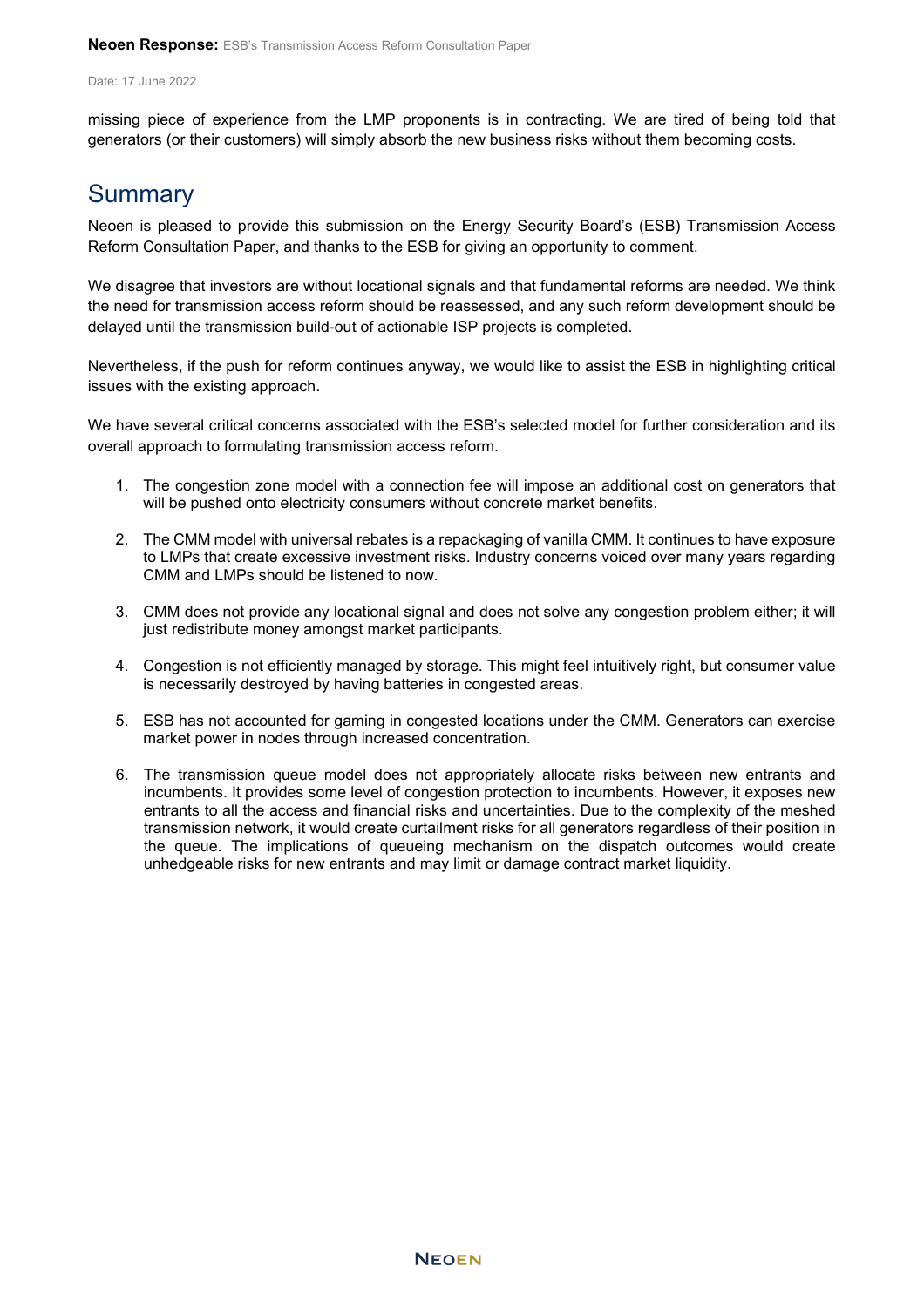missing piece of experience from the LMP proponents is in contracting. We are tired of being told that generators (or their customers) will simply absorb the new business risks without them becoming costs.

## Summary

Neoen is pleased to provide this submission on the Energy Security Board's (ESB) Transmission Access Reform Consultation Paper, and thanks to the ESB for giving an opportunity to comment.

We disagree that investors are without locational signals and that fundamental reforms are needed. We think the need for transmission access reform should be reassessed, and any such reform development should be delayed until the transmission build-out of actionable ISP projects is completed.

Nevertheless, if the push for reform continues anyway, we would like to assist the ESB in highlighting critical issues with the existing approach.

We have several critical concerns associated with the ESB's selected model for further consideration and its overall approach to formulating transmission access reform.

1. The congestion zone model with a connection fee will impose an additional cost on generators that will be pushed onto electricity consumers without concrete market benefits.
2. The CMM model with universal rebates is a repackaging of vanilla CMM. It continues to have exposure to LMPs that create excessive investment risks. Industry concerns voiced over many years regarding CMM and LMPs should be listened to now.
3. CMM does not provide any locational signal and does not solve any congestion problem either; it will just redistribute money amongst market participants.
4. Congestion is not efficiently managed by storage. This might feel intuitively right, but consumer value is necessarily destroyed by having batteries in congested areas.
5. ESB has not accounted for gaming in congested locations under the CMM. Generators can exercise market power in nodes through increased concentration.
6. The transmission queue model does not appropriately allocate risks between new entrants and incumbents. It provides some level of congestion protection to incumbents. However, it exposes new entrants to all the access and financial risks and uncertainties. Due to the complexity of the meshed transmission network, it would create curtailment risks for all generators regardless of their position in the queue. The implications of queueing mechanism on the dispatch outcomes would create unhedgeable risks for new entrants and may limit or damage contract market liquidity.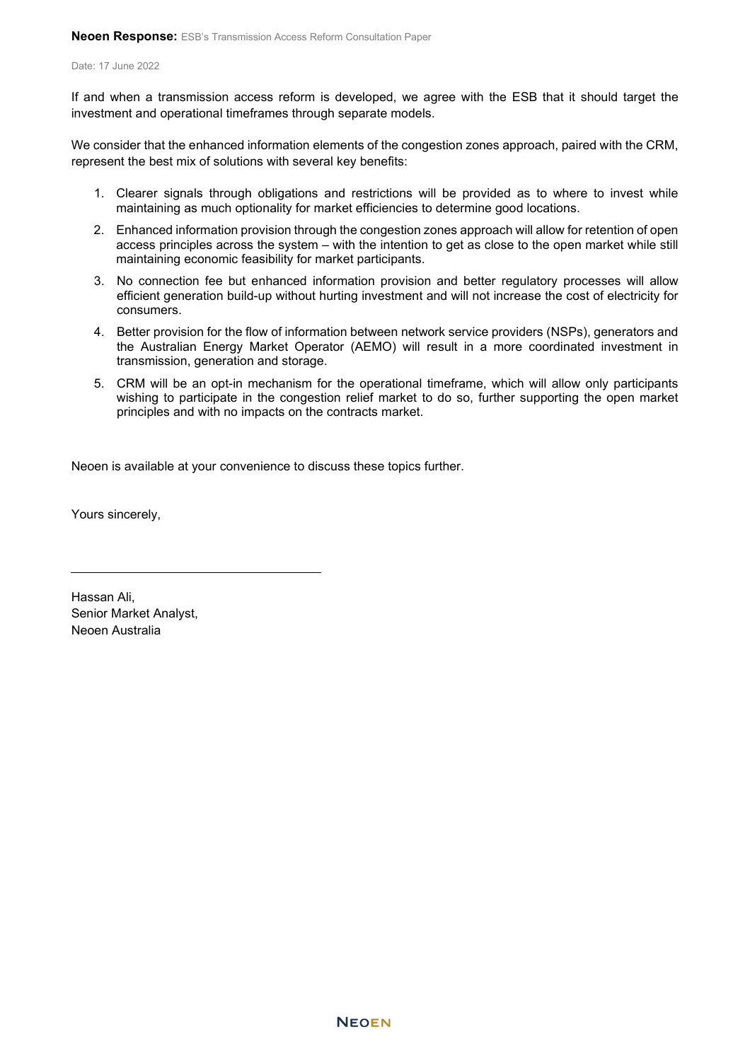If and when a transmission access reform is developed, we agree with the ESB that it should target the investment and operational timeframes through separate models.

We consider that the enhanced information elements of the congestion zones approach, paired with the CRM, represent the best mix of solutions with several key benefits:

1. Clearer signals through obligations and restrictions will be provided as to where to invest while maintaining as much optionality for market efficiencies to determine good locations.
2. Enhanced information provision through the congestion zones approach will allow for retention of open access principles across the system – with the intention to get as close to the open market while still maintaining economic feasibility for market participants.
3. No connection fee but enhanced information provision and better regulatory processes will allow efficient generation build-up without hurting investment and will not increase the cost of electricity for consumers.
4. Better provision for the flow of information between network service providers (NSPs), generators and the Australian Energy Market Operator (AEMO) will result in a more coordinated investment in transmission, generation and storage.
5. CRM will be an opt-in mechanism for the operational timeframe, which will allow only participants wishing to participate in the congestion relief market to do so, further supporting the open market principles and with no impacts on the contracts market.

Neoen is available at your convenience to discuss these topics further.

Yours sincerely,

Hassan Ali,
Senior Market Analyst,
Neoen Australia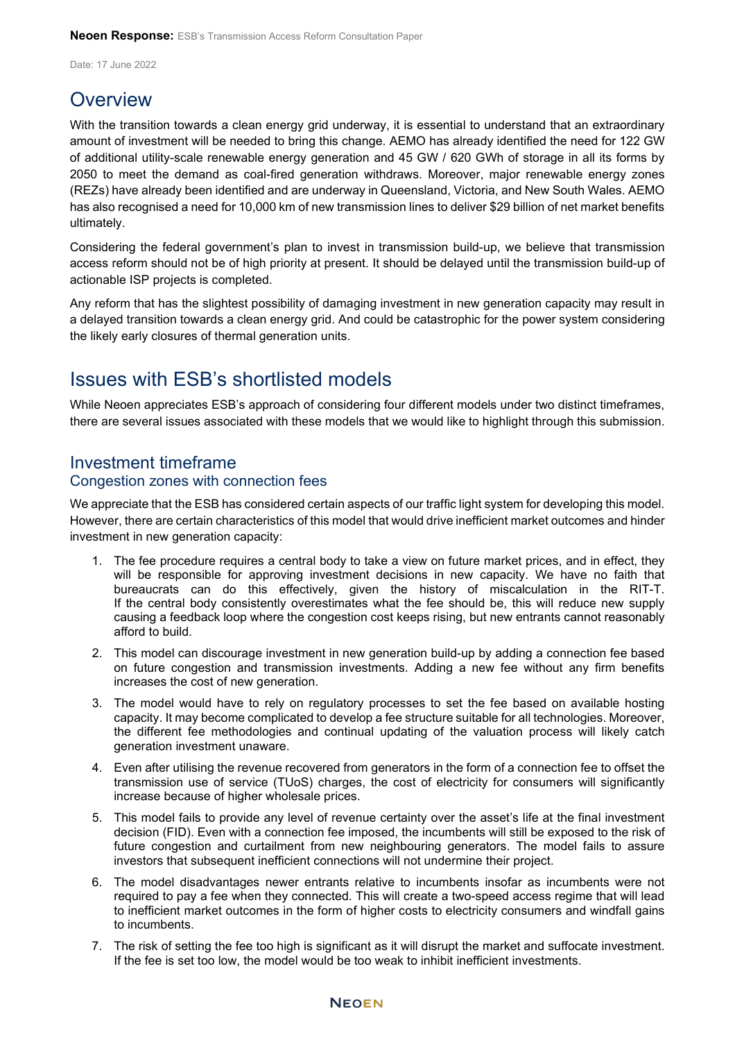# Overview

With the transition towards a clean energy grid underway, it is essential to understand that an extraordinary amount of investment will be needed to bring this change. AEMO has already identified the need for 122 GW of additional utility-scale renewable energy generation and 45 GW / 620 GWh of storage in all its forms by 2050 to meet the demand as coal-fired generation withdraws. Moreover, major renewable energy zones (REZs) have already been identified and are underway in Queensland, Victoria, and New South Wales. AEMO has also recognised a need for 10,000 km of new transmission lines to deliver $29 billion of net market benefits ultimately.

Considering the federal government's plan to invest in transmission build-up, we believe that transmission access reform should not be of high priority at present. It should be delayed until the transmission build-up of actionable ISP projects is completed.

Any reform that has the slightest possibility of damaging investment in new generation capacity may result in a delayed transition towards a clean energy grid. And could be catastrophic for the power system considering the likely early closures of thermal generation units.

# Issues with ESB's shortlisted models

While Neoen appreciates ESB's approach of considering four different models under two distinct timeframes, there are several issues associated with these models that we would like to highlight through this submission.

## Investment timeframe

### Congestion zones with connection fees

We appreciate that the ESB has considered certain aspects of our traffic light system for developing this model. However, there are certain characteristics of this model that would drive inefficient market outcomes and hinder investment in new generation capacity:

1. The fee procedure requires a central body to take a view on future market prices, and in effect, they will be responsible for approving investment decisions in new capacity. We have no faith that bureaucrats can do this effectively, given the history of miscalculation in the RIT-T. If the central body consistently overestimates what the fee should be, this will reduce new supply causing a feedback loop where the congestion cost keeps rising, but new entrants cannot reasonably afford to build.
2. This model can discourage investment in new generation build-up by adding a connection fee based on future congestion and transmission investments. Adding a new fee without any firm benefits increases the cost of new generation.
3. The model would have to rely on regulatory processes to set the fee based on available hosting capacity. It may become complicated to develop a fee structure suitable for all technologies. Moreover, the different fee methodologies and continual updating of the valuation process will likely catch generation investment unaware.
4. Even after utilising the revenue recovered from generators in the form of a connection fee to offset the transmission use of service (TUoS) charges, the cost of electricity for consumers will significantly increase because of higher wholesale prices.
5. This model fails to provide any level of revenue certainty over the asset's life at the final investment decision (FID). Even with a connection fee imposed, the incumbents will still be exposed to the risk of future congestion and curtailment from new neighbouring generators. The model fails to assure investors that subsequent inefficient connections will not undermine their project.
6. The model disadvantages newer entrants relative to incumbents insofar as incumbents were not required to pay a fee when they connected. This will create a two-speed access regime that will lead to inefficient market outcomes in the form of higher costs to electricity consumers and windfall gains to incumbents.
7. The risk of setting the fee too high is significant as it will disrupt the market and suffocate investment. If the fee is set too low, the model would be too weak to inhibit inefficient investments.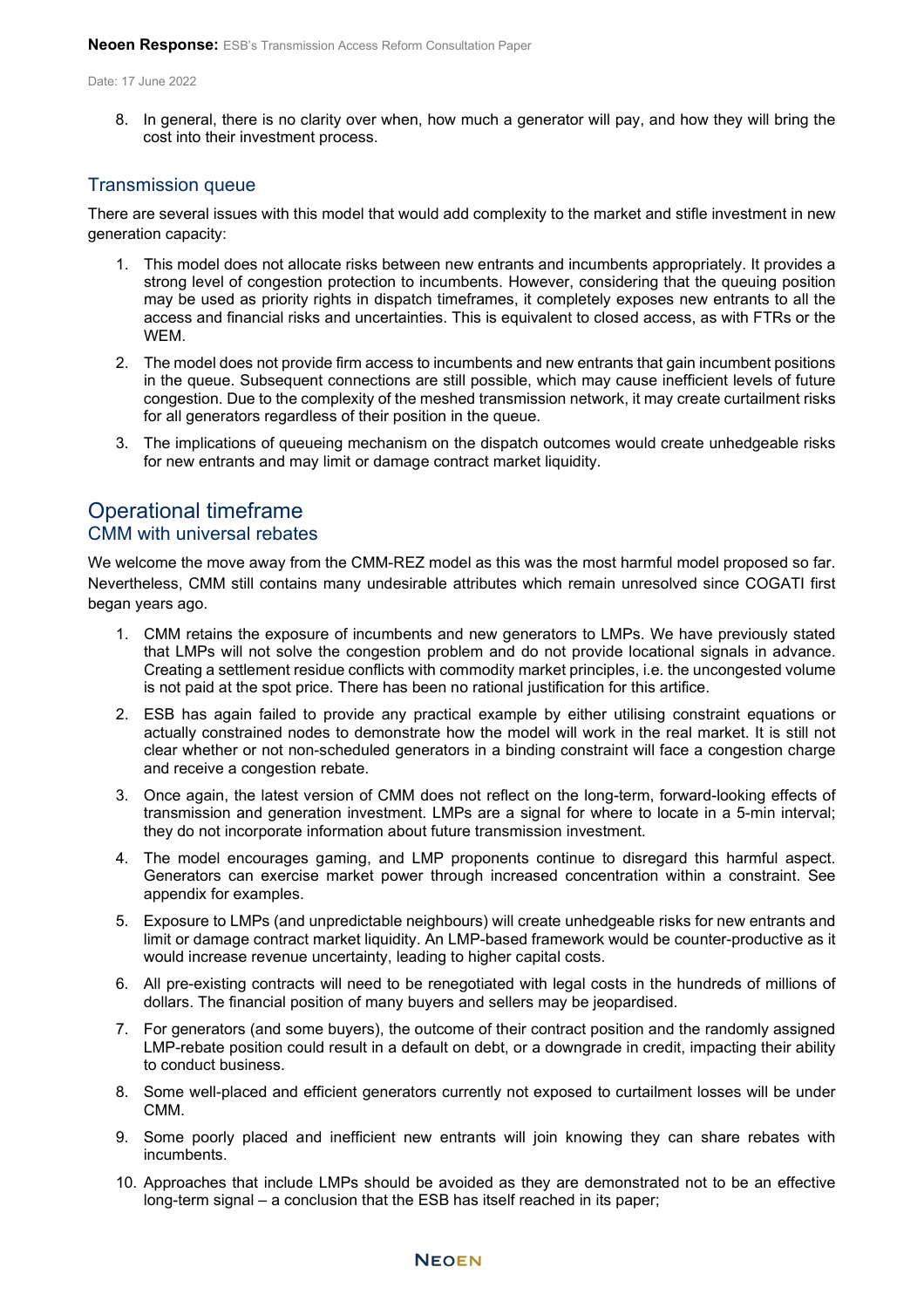8. In general, there is no clarity over when, how much a generator will pay, and how they will bring the cost into their investment process.

### Transmission queue

There are several issues with this model that would add complexity to the market and stifle investment in new generation capacity:

1. This model does not allocate risks between new entrants and incumbents appropriately. It provides a strong level of congestion protection to incumbents. However, considering that the queuing position may be used as priority rights in dispatch timeframes, it completely exposes new entrants to all the access and financial risks and uncertainties. This is equivalent to closed access, as with FTRs or the WEM.
2. The model does not provide firm access to incumbents and new entrants that gain incumbent positions in the queue. Subsequent connections are still possible, which may cause inefficient levels of future congestion. Due to the complexity of the meshed transmission network, it may create curtailment risks for all generators regardless of their position in the queue.
3. The implications of queueing mechanism on the dispatch outcomes would create unhedgeable risks for new entrants and may limit or damage contract market liquidity.

## Operational timeframe

### CMM with universal rebates

We welcome the move away from the CMM-REZ model as this was the most harmful model proposed so far. Nevertheless, CMM still contains many undesirable attributes which remain unresolved since COGATI first began years ago.

1. CMM retains the exposure of incumbents and new generators to LMPs. We have previously stated that LMPs will not solve the congestion problem and do not provide locational signals in advance. Creating a settlement residue conflicts with commodity market principles, i.e. the uncongested volume is not paid at the spot price. There has been no rational justification for this artifice.
2. ESB has again failed to provide any practical example by either utilising constraint equations or actually constrained nodes to demonstrate how the model will work in the real market. It is still not clear whether or not non-scheduled generators in a binding constraint will face a congestion charge and receive a congestion rebate.
3. Once again, the latest version of CMM does not reflect on the long-term, forward-looking effects of transmission and generation investment. LMPs are a signal for where to locate in a 5-min interval; they do not incorporate information about future transmission investment.
4. The model encourages gaming, and LMP proponents continue to disregard this harmful aspect. Generators can exercise market power through increased concentration within a constraint. See appendix for examples.
5. Exposure to LMPs (and unpredictable neighbours) will create unhedgeable risks for new entrants and limit or damage contract market liquidity. An LMP-based framework would be counter-productive as it would increase revenue uncertainty, leading to higher capital costs.
6. All pre-existing contracts will need to be renegotiated with legal costs in the hundreds of millions of dollars. The financial position of many buyers and sellers may be jeopardised.
7. For generators (and some buyers), the outcome of their contract position and the randomly assigned LMP-rebate position could result in a default on debt, or a downgrade in credit, impacting their ability to conduct business.
8. Some well-placed and efficient generators currently not exposed to curtailment losses will be under CMM.
9. Some poorly placed and inefficient new entrants will join knowing they can share rebates with incumbents.
10. Approaches that include LMPs should be avoided as they are demonstrated not to be an effective long-term signal – a conclusion that the ESB has itself reached in its paper;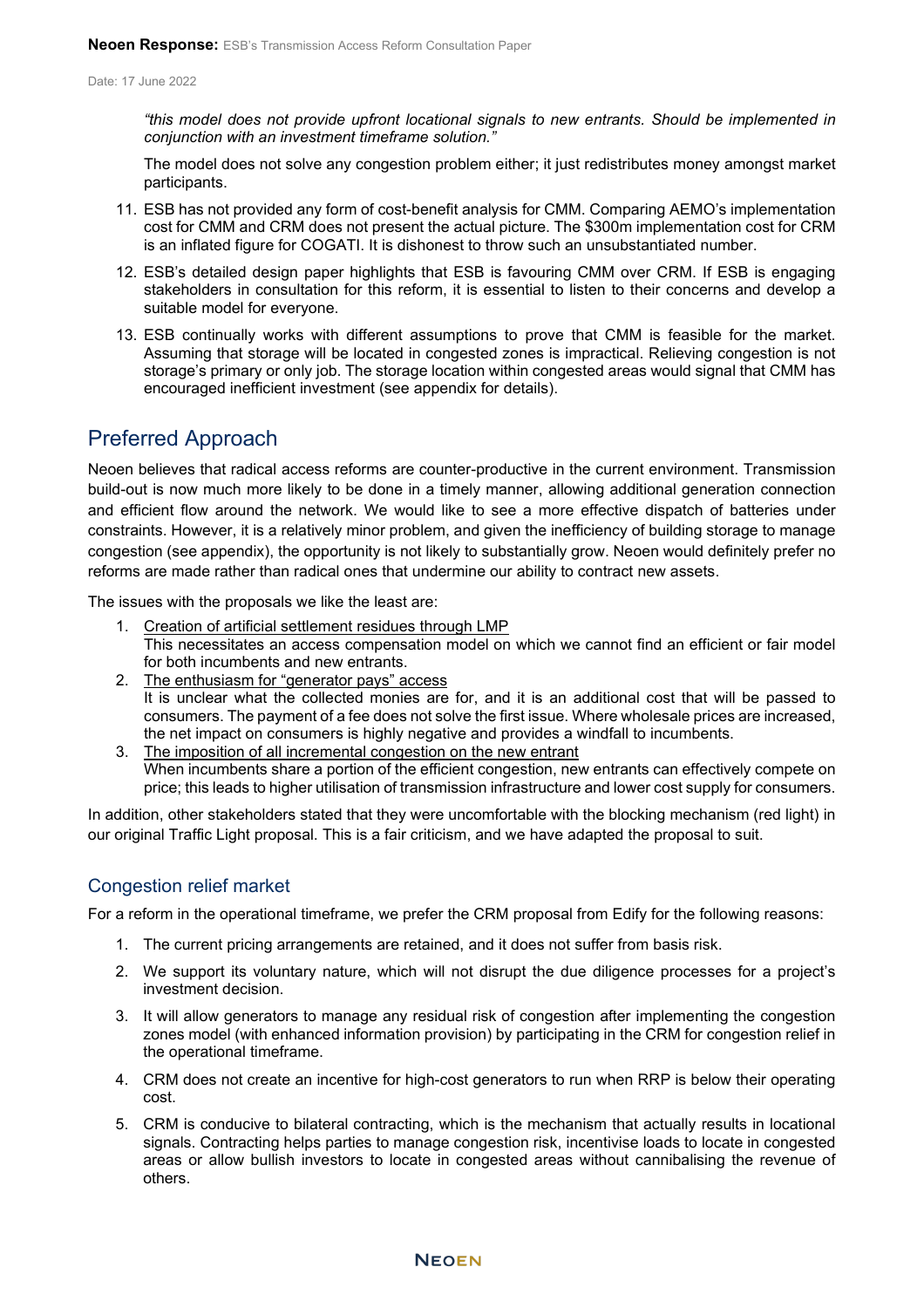*"this model does not provide upfront locational signals to new entrants. Should be implemented in conjunction with an investment timeframe solution."*

The model does not solve any congestion problem either; it just redistributes money amongst market participants.

11. ESB has not provided any form of cost-benefit analysis for CMM. Comparing AEMO's implementation cost for CMM and CRM does not present the actual picture. The $300m implementation cost for CRM is an inflated figure for COGATI. It is dishonest to throw such an unsubstantiated number.
12. ESB's detailed design paper highlights that ESB is favouring CMM over CRM. If ESB is engaging stakeholders in consultation for this reform, it is essential to listen to their concerns and develop a suitable model for everyone.
13. ESB continually works with different assumptions to prove that CMM is feasible for the market. Assuming that storage will be located in congested zones is impractical. Relieving congestion is not storage's primary or only job. The storage location within congested areas would signal that CMM has encouraged inefficient investment (see appendix for details).

## Preferred Approach

Neoen believes that radical access reforms are counter-productive in the current environment. Transmission build-out is now much more likely to be done in a timely manner, allowing additional generation connection and efficient flow around the network. We would like to see a more effective dispatch of batteries under constraints. However, it is a relatively minor problem, and given the inefficiency of building storage to manage congestion (see appendix), the opportunity is not likely to substantially grow. Neoen would definitely prefer no reforms are made rather than radical ones that undermine our ability to contract new assets.

The issues with the proposals we like the least are:

1. <u>Creation of artificial settlement residues through LMP</u>
   This necessitates an access compensation model on which we cannot find an efficient or fair model for both incumbents and new entrants.
2. <u>The enthusiasm for "generator pays" access</u>
   It is unclear what the collected monies are for, and it is an additional cost that will be passed to consumers. The payment of a fee does not solve the first issue. Where wholesale prices are increased, the net impact on consumers is highly negative and provides a windfall to incumbents.
3. <u>The imposition of all incremental congestion on the new entrant</u>
   When incumbents share a portion of the efficient congestion, new entrants can effectively compete on price; this leads to higher utilisation of transmission infrastructure and lower cost supply for consumers.

In addition, other stakeholders stated that they were uncomfortable with the blocking mechanism (red light) in our original Traffic Light proposal. This is a fair criticism, and we have adapted the proposal to suit.

### Congestion relief market

For a reform in the operational timeframe, we prefer the CRM proposal from Edify for the following reasons:

1. The current pricing arrangements are retained, and it does not suffer from basis risk.
2. We support its voluntary nature, which will not disrupt the due diligence processes for a project's investment decision.
3. It will allow generators to manage any residual risk of congestion after implementing the congestion zones model (with enhanced information provision) by participating in the CRM for congestion relief in the operational timeframe.
4. CRM does not create an incentive for high-cost generators to run when RRP is below their operating cost.
5. CRM is conducive to bilateral contracting, which is the mechanism that actually results in locational signals. Contracting helps parties to manage congestion risk, incentivise loads to locate in congested areas or allow bullish investors to locate in congested areas without cannibalising the revenue of others.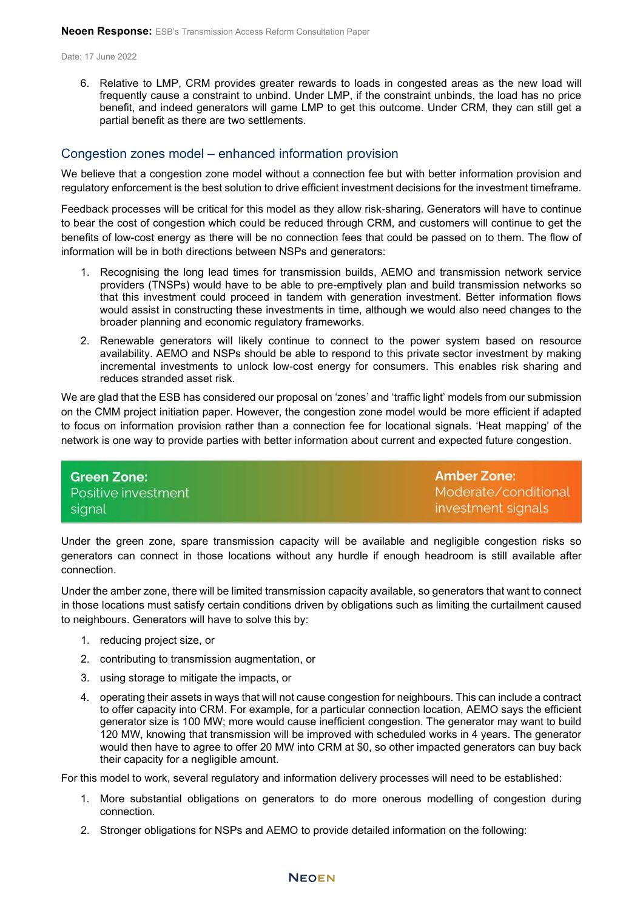6. Relative to LMP, CRM provides greater rewards to loads in congested areas as the new load will frequently cause a constraint to unbind. Under LMP, if the constraint unbinds, the load has no price benefit, and indeed generators will game LMP to get this outcome. Under CRM, they can still get a partial benefit as there are two settlements.

## Congestion zones model – enhanced information provision

We believe that a congestion zone model without a connection fee but with better information provision and regulatory enforcement is the best solution to drive efficient investment decisions for the investment timeframe.

Feedback processes will be critical for this model as they allow risk-sharing. Generators will have to continue to bear the cost of congestion which could be reduced through CRM, and customers will continue to get the benefits of low-cost energy as there will be no connection fees that could be passed on to them. The flow of information will be in both directions between NSPs and generators:

1. Recognising the long lead times for transmission builds, AEMO and transmission network service providers (TNSPs) would have to be able to pre-emptively plan and build transmission networks so that this investment could proceed in tandem with generation investment. Better information flows would assist in constructing these investments in time, although we would also need changes to the broader planning and economic regulatory frameworks.
2. Renewable generators will likely continue to connect to the power system based on resource availability. AEMO and NSPs should be able to respond to this private sector investment by making incremental investments to unlock low-cost energy for consumers. This enables risk sharing and reduces stranded asset risk.

We are glad that the ESB has considered our proposal on 'zones' and 'traffic light' models from our submission on the CMM project initiation paper. However, the congestion zone model would be more efficient if adapted to focus on information provision rather than a connection fee for locational signals. 'Heat mapping' of the network is one way to provide parties with better information about current and expected future congestion.

| **Green Zone:** Positive investment signal | **Amber Zone:** Moderate/conditional investment signals |
|---|---|

Under the green zone, spare transmission capacity will be available and negligible congestion risks so generators can connect in those locations without any hurdle if enough headroom is still available after connection.

Under the amber zone, there will be limited transmission capacity available, so generators that want to connect in those locations must satisfy certain conditions driven by obligations such as limiting the curtailment caused to neighbours. Generators will have to solve this by:

1. reducing project size, or
2. contributing to transmission augmentation, or
3. using storage to mitigate the impacts, or
4. operating their assets in ways that will not cause congestion for neighbours. This can include a contract to offer capacity into CRM. For example, for a particular connection location, AEMO says the efficient generator size is 100 MW; more would cause inefficient congestion. The generator may want to build 120 MW, knowing that transmission will be improved with scheduled works in 4 years. The generator would then have to agree to offer 20 MW into CRM at $0, so other impacted generators can buy back their capacity for a negligible amount.

For this model to work, several regulatory and information delivery processes will need to be established:

1. More substantial obligations on generators to do more onerous modelling of congestion during connection.
2. Stronger obligations for NSPs and AEMO to provide detailed information on the following: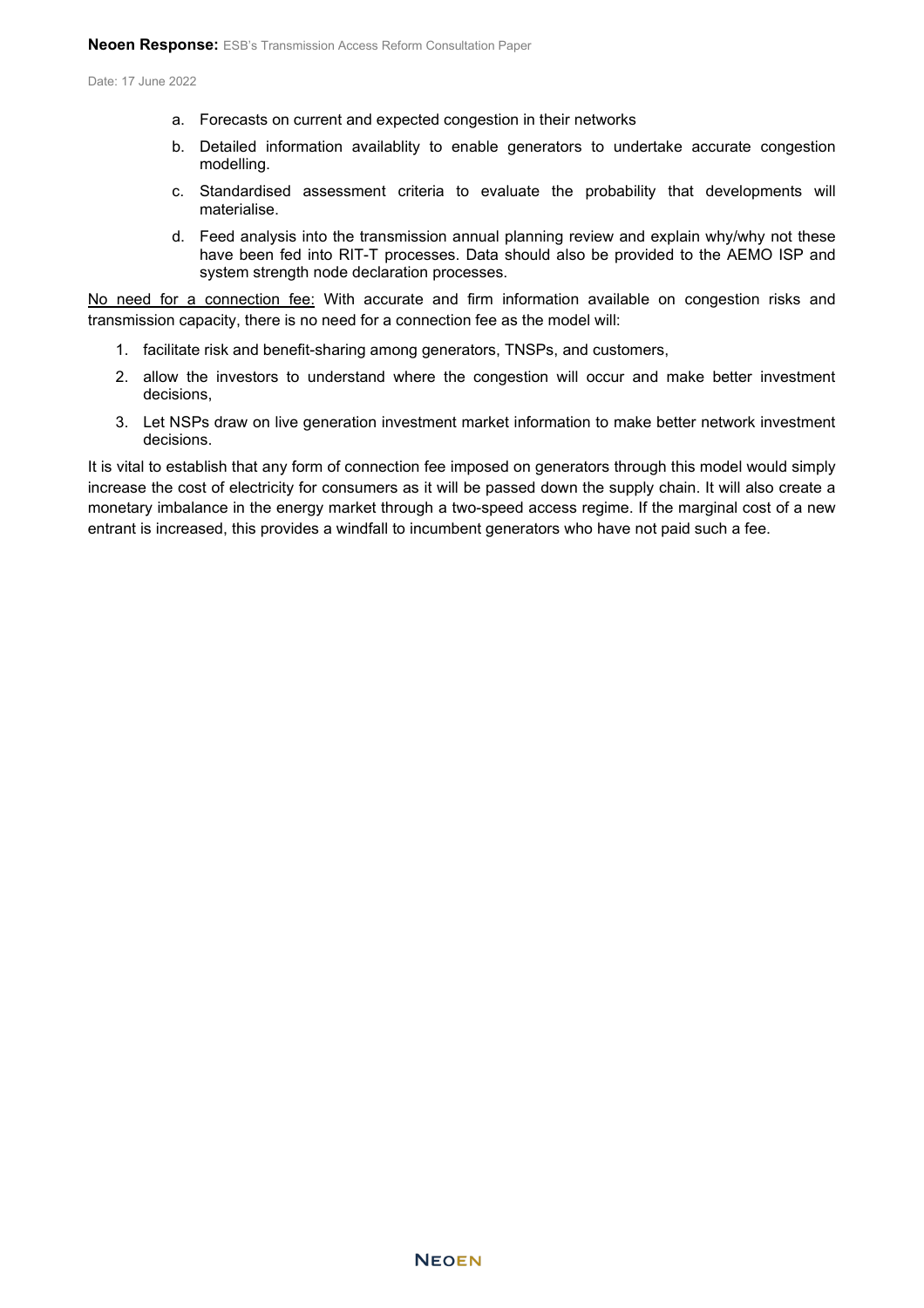a. Forecasts on current and expected congestion in their networks

b. Detailed information availablity to enable generators to undertake accurate congestion modelling.

c. Standardised assessment criteria to evaluate the probability that developments will materialise.

d. Feed analysis into the transmission annual planning review and explain why/why not these have been fed into RIT-T processes. Data should also be provided to the AEMO ISP and system strength node declaration processes.

<u>No need for a connection fee:</u> With accurate and firm information available on congestion risks and transmission capacity, there is no need for a connection fee as the model will:

1. facilitate risk and benefit-sharing among generators, TNSPs, and customers,
2. allow the investors to understand where the congestion will occur and make better investment decisions,
3. Let NSPs draw on live generation investment market information to make better network investment decisions.

It is vital to establish that any form of connection fee imposed on generators through this model would simply increase the cost of electricity for consumers as it will be passed down the supply chain. It will also create a monetary imbalance in the energy market through a two-speed access regime. If the marginal cost of a new entrant is increased, this provides a windfall to incumbent generators who have not paid such a fee.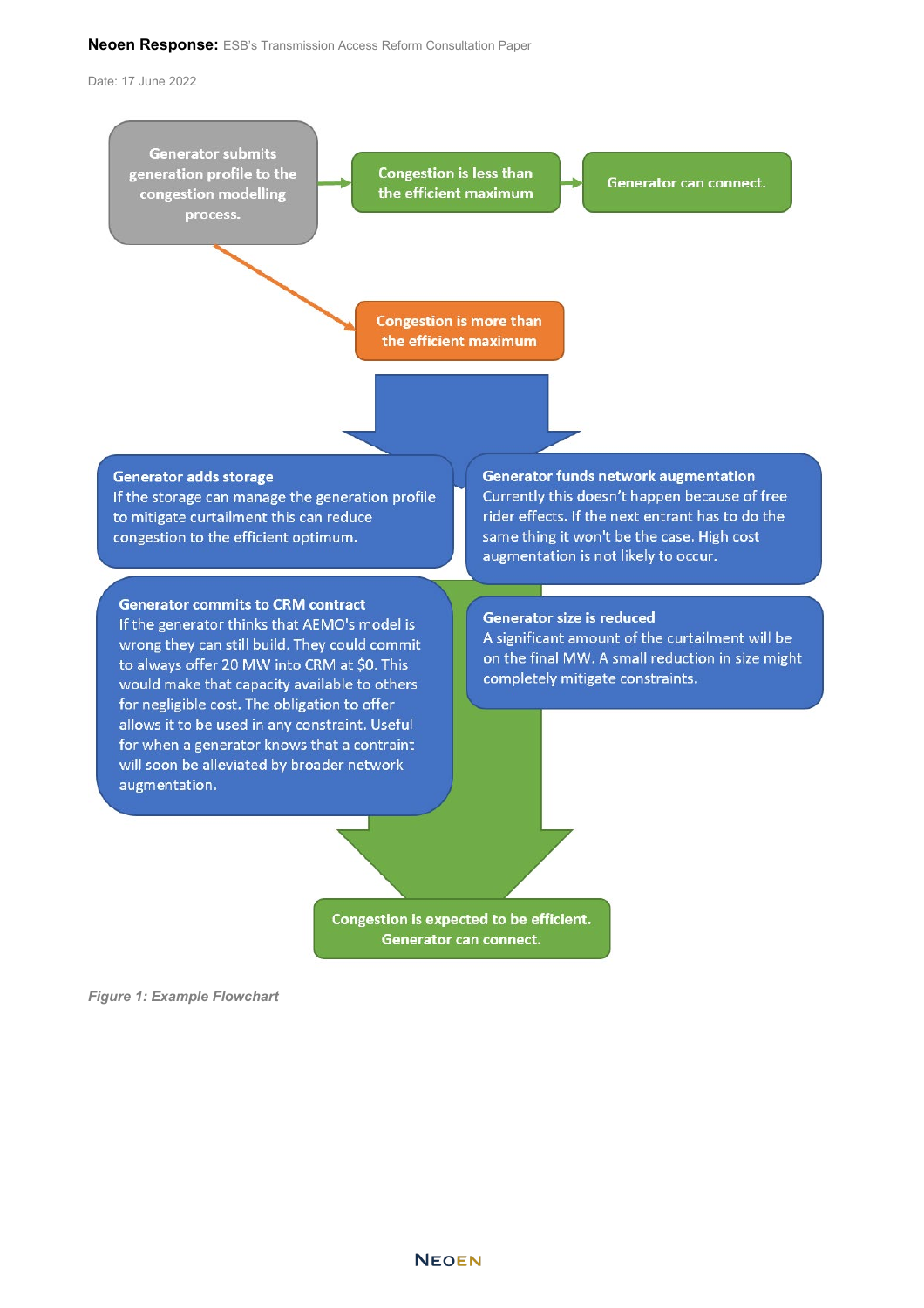Generator submits generation profile to the congestion modelling process.

Congestion is less than the efficient maximum

Generator can connect.

Congestion is more than the efficient maximum

**Generator adds storage**
If the storage can manage the generation profile to mitigate curtailment this can reduce congestion to the efficient optimum.

**Generator funds network augmentation**
Currently this doesn't happen because of free rider effects. If the next entrant has to do the same thing it won't be the case. High cost augmentation is not likely to occur.

**Generator commits to CRM contract**
If the generator thinks that AEMO's model is wrong they can still build. They could commit to always offer 20 MW into CRM at $0. This would make that capacity available to others for negligible cost. The obligation to offer allows it to be used in any constraint. Useful for when a generator knows that a contraint will soon be alleviated by broader network augmentation.

**Generator size is reduced**
A significant amount of the curtailment will be on the final MW. A small reduction in size might completely mitigate constraints.

Congestion is expected to be efficient. Generator can connect.

*Figure 1: Example Flowchart*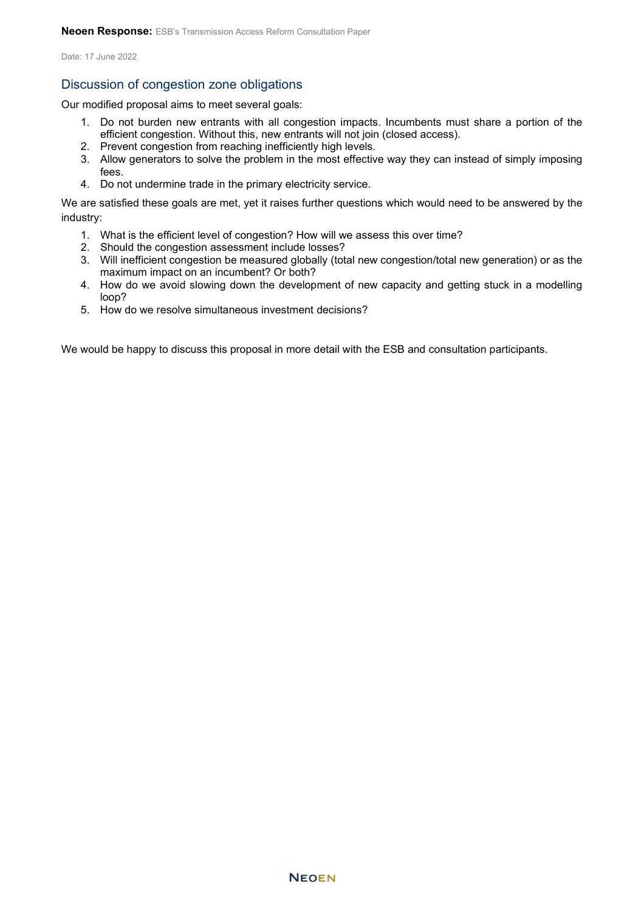## Discussion of congestion zone obligations

Our modified proposal aims to meet several goals:

1. Do not burden new entrants with all congestion impacts. Incumbents must share a portion of the efficient congestion. Without this, new entrants will not join (closed access).
2. Prevent congestion from reaching inefficiently high levels.
3. Allow generators to solve the problem in the most effective way they can instead of simply imposing fees.
4. Do not undermine trade in the primary electricity service.

We are satisfied these goals are met, yet it raises further questions which would need to be answered by the industry:

1. What is the efficient level of congestion? How will we assess this over time?
2. Should the congestion assessment include losses?
3. Will inefficient congestion be measured globally (total new congestion/total new generation) or as the maximum impact on an incumbent? Or both?
4. How do we avoid slowing down the development of new capacity and getting stuck in a modelling loop?
5. How do we resolve simultaneous investment decisions?

We would be happy to discuss this proposal in more detail with the ESB and consultation participants.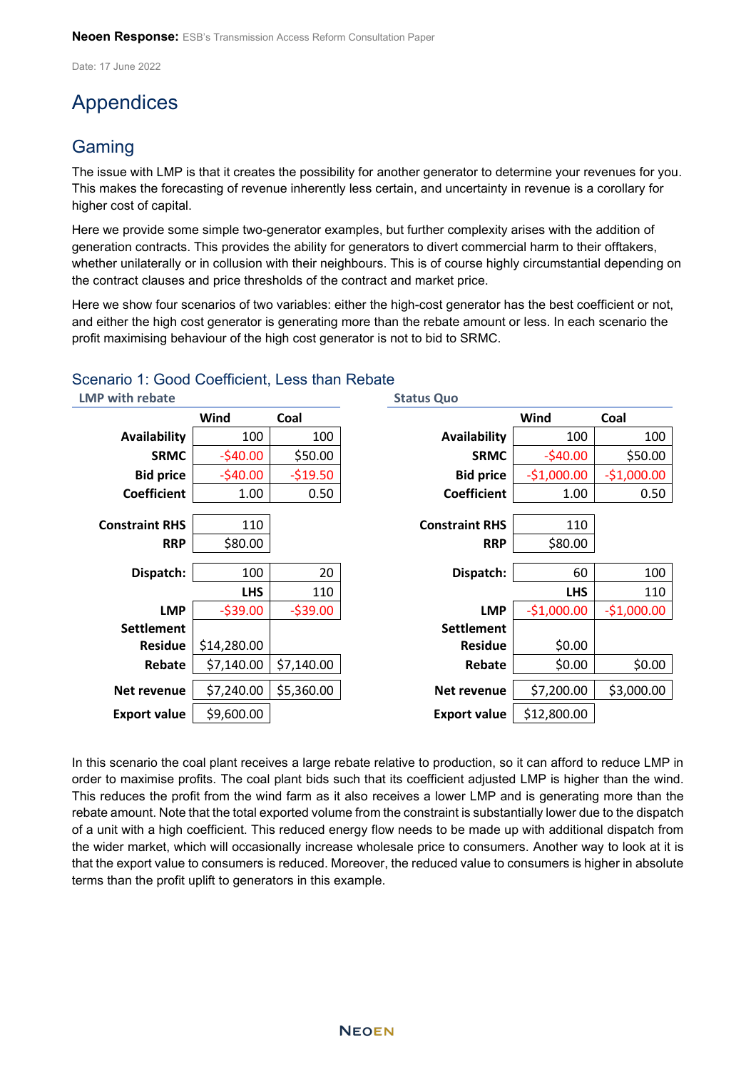# Appendices

## Gaming

The issue with LMP is that it creates the possibility for another generator to determine your revenues for you. This makes the forecasting of revenue inherently less certain, and uncertainty in revenue is a corollary for higher cost of capital.

Here we provide some simple two-generator examples, but further complexity arises with the addition of generation contracts. This provides the ability for generators to divert commercial harm to their offtakers, whether unilaterally or in collusion with their neighbours. This is of course highly circumstantial depending on the contract clauses and price thresholds of the contract and market price.

Here we show four scenarios of two variables: either the high-cost generator has the best coefficient or not, and either the high cost generator is generating more than the rebate amount or less. In each scenario the profit maximising behaviour of the high cost generator is not to bid to SRMC.

### Scenario 1: Good Coefficient, Less than Rebate

**LMP with rebate**

| | Wind | Coal |
|---|---|---|
| **Availability** | 100 | 100 |
| **SRMC** | -$40.00 | $50.00 |
| **Bid price** | -$40.00 | -$19.50 |
| **Coefficient** | 1.00 | 0.50 |
| | | |
| **Constraint RHS** | 110 | |
| **RRP** | $80.00 | |
| | | |
| **Dispatch:** | 100 | 20 |
| | LHS | 110 |
| **LMP** | -$39.00 | -$39.00 |
| **Settlement Residue** | $14,280.00 | |
| **Rebate** | $7,140.00 | $7,140.00 |
| **Net revenue** | $7,240.00 | $5,360.00 |
| **Export value** | $9,600.00 | |

**Status Quo**

| | Wind | Coal |
|---|---|---|
| **Availability** | 100 | 100 |
| **SRMC** | -$40.00 | $50.00 |
| **Bid price** | -$1,000.00 | -$1,000.00 |
| **Coefficient** | 1.00 | 0.50 |
| | | |
| **Constraint RHS** | 110 | |
| **RRP** | $80.00 | |
| | | |
| **Dispatch:** | 60 | 100 |
| | LHS | 110 |
| **LMP** | -$1,000.00 | -$1,000.00 |
| **Settlement Residue** | $0.00 | |
| **Rebate** | $0.00 | $0.00 |
| **Net revenue** | $7,200.00 | $3,000.00 |
| **Export value** | $12,800.00 | |

In this scenario the coal plant receives a large rebate relative to production, so it can afford to reduce LMP in order to maximise profits. The coal plant bids such that its coefficient adjusted LMP is higher than the wind. This reduces the profit from the wind farm as it also receives a lower LMP and is generating more than the rebate amount. Note that the total exported volume from the constraint is substantially lower due to the dispatch of a unit with a high coefficient. This reduced energy flow needs to be made up with additional dispatch from the wider market, which will occasionally increase wholesale price to consumers. Another way to look at it is that the export value to consumers is reduced. Moreover, the reduced value to consumers is higher in absolute terms than the profit uplift to generators in this example.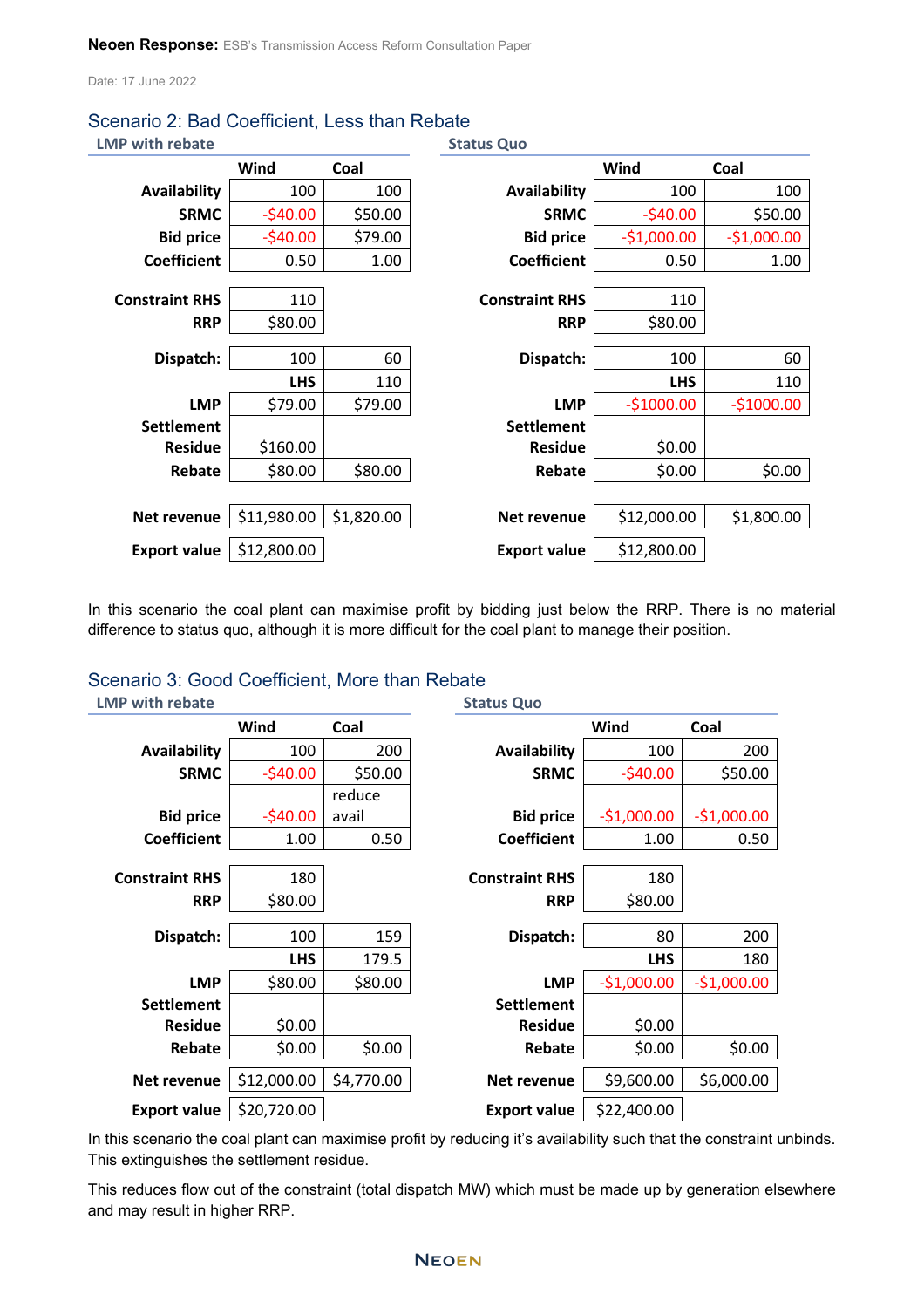## Scenario 2: Bad Coefficient, Less than Rebate

**LMP with rebate**

| | Wind | Coal |
|---|---|---|
| **Availability** | 100 | 100 |
| **SRMC** | -$40.00 | $50.00 |
| **Bid price** | -$40.00 | $79.00 |
| **Coefficient** | 0.50 | 1.00 |
| | | |
| **Constraint RHS** | 110 | |
| **RRP** | $80.00 | |
| | | |
| **Dispatch:** | 100 | 60 |
| | **LHS** | 110 |
| **LMP** | $79.00 | $79.00 |
| **Settlement Residue** | $160.00 | |
| **Rebate** | $80.00 | $80.00 |
| | | |
| **Net revenue** | $11,980.00 | $1,820.00 |
| **Export value** | $12,800.00 | |

**Status Quo**

| | Wind | Coal |
|---|---|---|
| **Availability** | 100 | 100 |
| **SRMC** | -$40.00 | $50.00 |
| **Bid price** | -$1,000.00 | -$1,000.00 |
| **Coefficient** | 0.50 | 1.00 |
| | | |
| **Constraint RHS** | 110 | |
| **RRP** | $80.00 | |
| | | |
| **Dispatch:** | 100 | 60 |
| | **LHS** | 110 |
| **LMP** | -$1000.00 | -$1000.00 |
| **Settlement Residue** | $0.00 | |
| **Rebate** | $0.00 | $0.00 |
| | | |
| **Net revenue** | $12,000.00 | $1,800.00 |
| **Export value** | $12,800.00 | |

In this scenario the coal plant can maximise profit by bidding just below the RRP. There is no material difference to status quo, although it is more difficult for the coal plant to manage their position.

## Scenario 3: Good Coefficient, More than Rebate

**LMP with rebate**

| | Wind | Coal |
|---|---|---|
| **Availability** | 100 | 200 |
| **SRMC** | -$40.00 | $50.00 |
| **Bid price** | -$40.00 | reduce avail |
| **Coefficient** | 1.00 | 0.50 |
| | | |
| **Constraint RHS** | 180 | |
| **RRP** | $80.00 | |
| | | |
| **Dispatch:** | 100 | 159 |
| | **LHS** | 179.5 |
| **LMP** | $80.00 | $80.00 |
| **Settlement Residue** | $0.00 | |
| **Rebate** | $0.00 | $0.00 |
| | | |
| **Net revenue** | $12,000.00 | $4,770.00 |
| **Export value** | $20,720.00 | |

**Status Quo**

| | Wind | Coal |
|---|---|---|
| **Availability** | 100 | 200 |
| **SRMC** | -$40.00 | $50.00 |
| **Bid price** | -$1,000.00 | -$1,000.00 |
| **Coefficient** | 1.00 | 0.50 |
| | | |
| **Constraint RHS** | 180 | |
| **RRP** | $80.00 | |
| | | |
| **Dispatch:** | 80 | 200 |
| | **LHS** | 180 |
| **LMP** | -$1,000.00 | -$1,000.00 |
| **Settlement Residue** | $0.00 | |
| **Rebate** | $0.00 | $0.00 |
| | | |
| **Net revenue** | $9,600.00 | $6,000.00 |
| **Export value** | $22,400.00 | |

In this scenario the coal plant can maximise profit by reducing it's availability such that the constraint unbinds. This extinguishes the settlement residue.

This reduces flow out of the constraint (total dispatch MW) which must be made up by generation elsewhere and may result in higher RRP.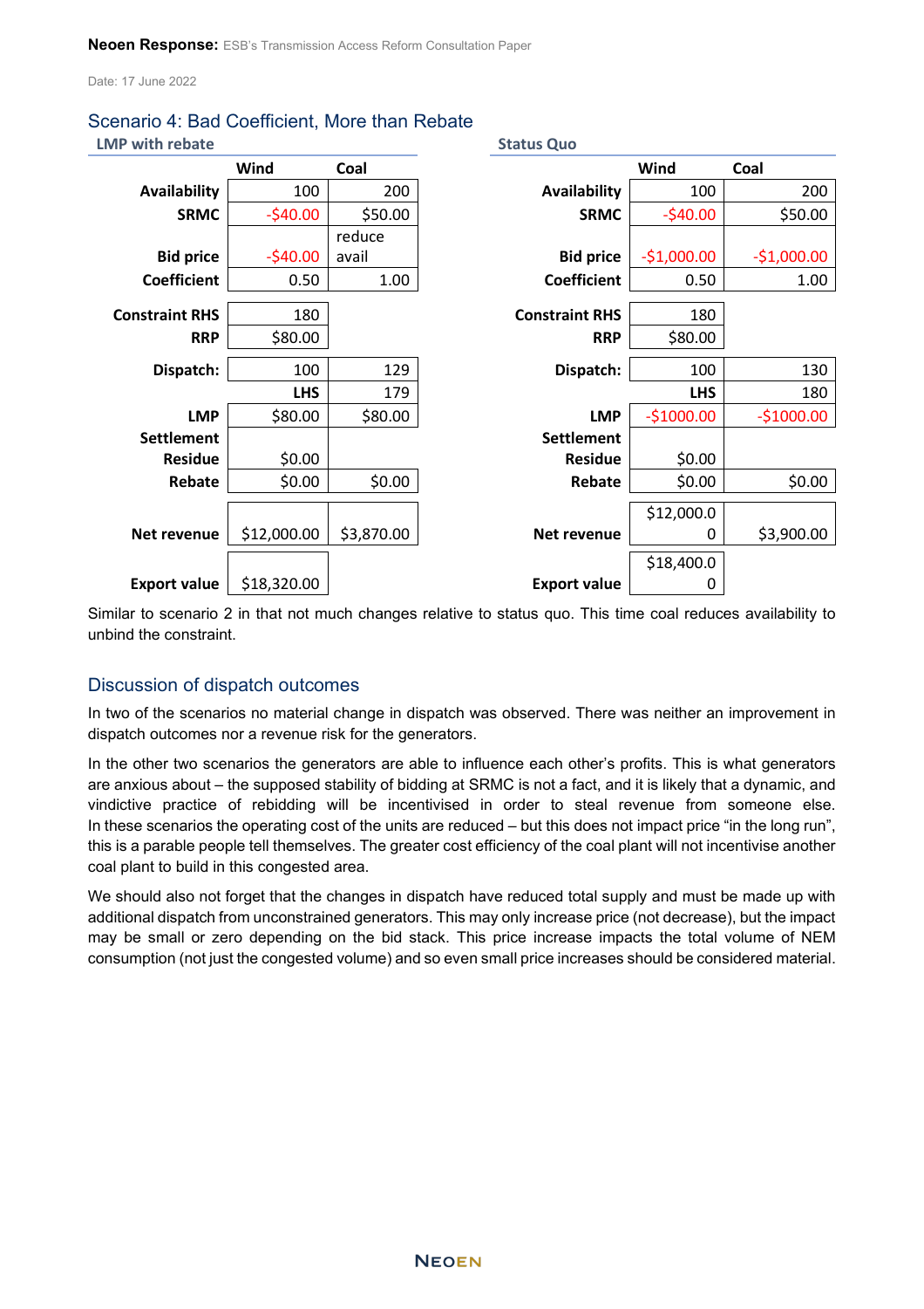Date: 17 June 2022

## Scenario 4: Bad Coefficient, More than Rebate

**LMP with rebate**

| | Wind | Coal |
|---|---|---|
| **Availability** | 100 | 200 |
| **SRMC** | -$40.00 | $50.00 |
| **Bid price** | -$40.00 | reduce avail |
| **Coefficient** | 0.50 | 1.00 |
| **Constraint RHS** | 180 | |
| **RRP** | $80.00 | |
| **Dispatch:** | 100 | 129 |
| | **LHS** | 179 |
| **LMP** | $80.00 | $80.00 |
| **Settlement Residue** | $0.00 | |
| **Rebate** | $0.00 | $0.00 |
| **Net revenue** | $12,000.00 | $3,870.00 |
| **Export value** | $18,320.00 | |

**Status Quo**

| | Wind | Coal |
|---|---|---|
| **Availability** | 100 | 200 |
| **SRMC** | -$40.00 | $50.00 |
| **Bid price** | -$1,000.00 | -$1,000.00 |
| **Coefficient** | 0.50 | 1.00 |
| **Constraint RHS** | 180 | |
| **RRP** | $80.00 | |
| **Dispatch:** | 100 | 130 |
| | **LHS** | 180 |
| **LMP** | -$1000.00 | -$1000.00 |
| **Settlement Residue** | $0.00 | |
| **Rebate** | $0.00 | $0.00 |
| **Net revenue** | $12,000.00 | $3,900.00 |
| **Export value** | $18,400.00 | |

Similar to scenario 2 in that not much changes relative to status quo. This time coal reduces availability to unbind the constraint.

## Discussion of dispatch outcomes

In two of the scenarios no material change in dispatch was observed. There was neither an improvement in dispatch outcomes nor a revenue risk for the generators.

In the other two scenarios the generators are able to influence each other's profits. This is what generators are anxious about – the supposed stability of bidding at SRMC is not a fact, and it is likely that a dynamic, and vindictive practice of rebidding will be incentivised in order to steal revenue from someone else. In these scenarios the operating cost of the units are reduced – but this does not impact price "in the long run", this is a parable people tell themselves. The greater cost efficiency of the coal plant will not incentivise another coal plant to build in this congested area.

We should also not forget that the changes in dispatch have reduced total supply and must be made up with additional dispatch from unconstrained generators. This may only increase price (not decrease), but the impact may be small or zero depending on the bid stack. This price increase impacts the total volume of NEM consumption (not just the congested volume) and so even small price increases should be considered material.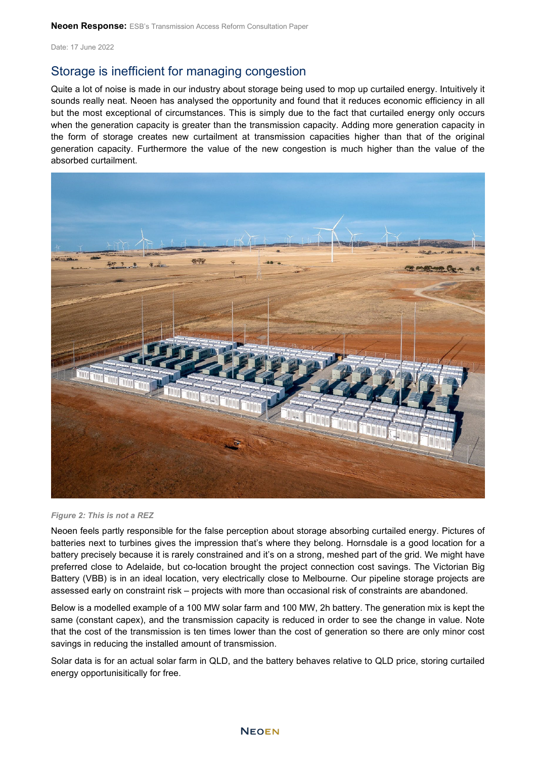## Storage is inefficient for managing congestion

Quite a lot of noise is made in our industry about storage being used to mop up curtailed energy. Intuitively it sounds really neat. Neoen has analysed the opportunity and found that it reduces economic efficiency in all but the most exceptional of circumstances. This is simply due to the fact that curtailed energy only occurs when the generation capacity is greater than the transmission capacity. Adding more generation capacity in the form of storage creates new curtailment at transmission capacities higher than that of the original generation capacity. Furthermore the value of the new congestion is much higher than the value of the absorbed curtailment.

*Figure 2: This is not a REZ*

Neoen feels partly responsible for the false perception about storage absorbing curtailed energy. Pictures of batteries next to turbines gives the impression that's where they belong. Hornsdale is a good location for a battery precisely because it is rarely constrained and it's on a strong, meshed part of the grid. We might have preferred close to Adelaide, but co-location brought the project connection cost savings. The Victorian Big Battery (VBB) is in an ideal location, very electrically close to Melbourne. Our pipeline storage projects are assessed early on constraint risk – projects with more than occasional risk of constraints are abandoned.

Below is a modelled example of a 100 MW solar farm and 100 MW, 2h battery. The generation mix is kept the same (constant capex), and the transmission capacity is reduced in order to see the change in value. Note that the cost of the transmission is ten times lower than the cost of generation so there are only minor cost savings in reducing the installed amount of transmission.

Solar data is for an actual solar farm in QLD, and the battery behaves relative to QLD price, storing curtailed energy opportunisitically for free.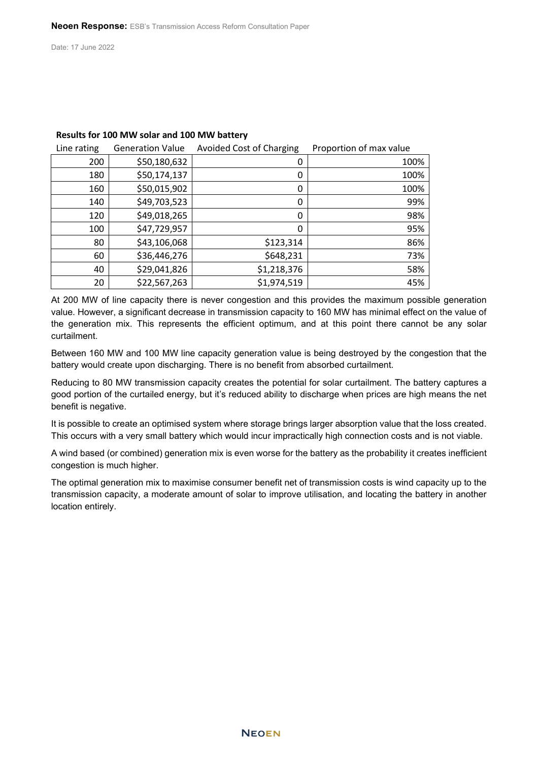**Results for 100 MW solar and 100 MW battery**

| Line rating | Generation Value | Avoided Cost of Charging | Proportion of max value |
|---|---|---|---|
| 200 | $50,180,632 | 0 | 100% |
| 180 | $50,174,137 | 0 | 100% |
| 160 | $50,015,902 | 0 | 100% |
| 140 | $49,703,523 | 0 | 99% |
| 120 | $49,018,265 | 0 | 98% |
| 100 | $47,729,957 | 0 | 95% |
| 80 | $43,106,068 | $123,314 | 86% |
| 60 | $36,446,276 | $648,231 | 73% |
| 40 | $29,041,826 | $1,218,376 | 58% |
| 20 | $22,567,263 | $1,974,519 | 45% |

At 200 MW of line capacity there is never congestion and this provides the maximum possible generation value. However, a significant decrease in transmission capacity to 160 MW has minimal effect on the value of the generation mix. This represents the efficient optimum, and at this point there cannot be any solar curtailment.

Between 160 MW and 100 MW line capacity generation value is being destroyed by the congestion that the battery would create upon discharging. There is no benefit from absorbed curtailment.

Reducing to 80 MW transmission capacity creates the potential for solar curtailment. The battery captures a good portion of the curtailed energy, but it's reduced ability to discharge when prices are high means the net benefit is negative.

It is possible to create an optimised system where storage brings larger absorption value that the loss created. This occurs with a very small battery which would incur impractically high connection costs and is not viable.

A wind based (or combined) generation mix is even worse for the battery as the probability it creates inefficient congestion is much higher.

The optimal generation mix to maximise consumer benefit net of transmission costs is wind capacity up to the transmission capacity, a moderate amount of solar to improve utilisation, and locating the battery in another location entirely.